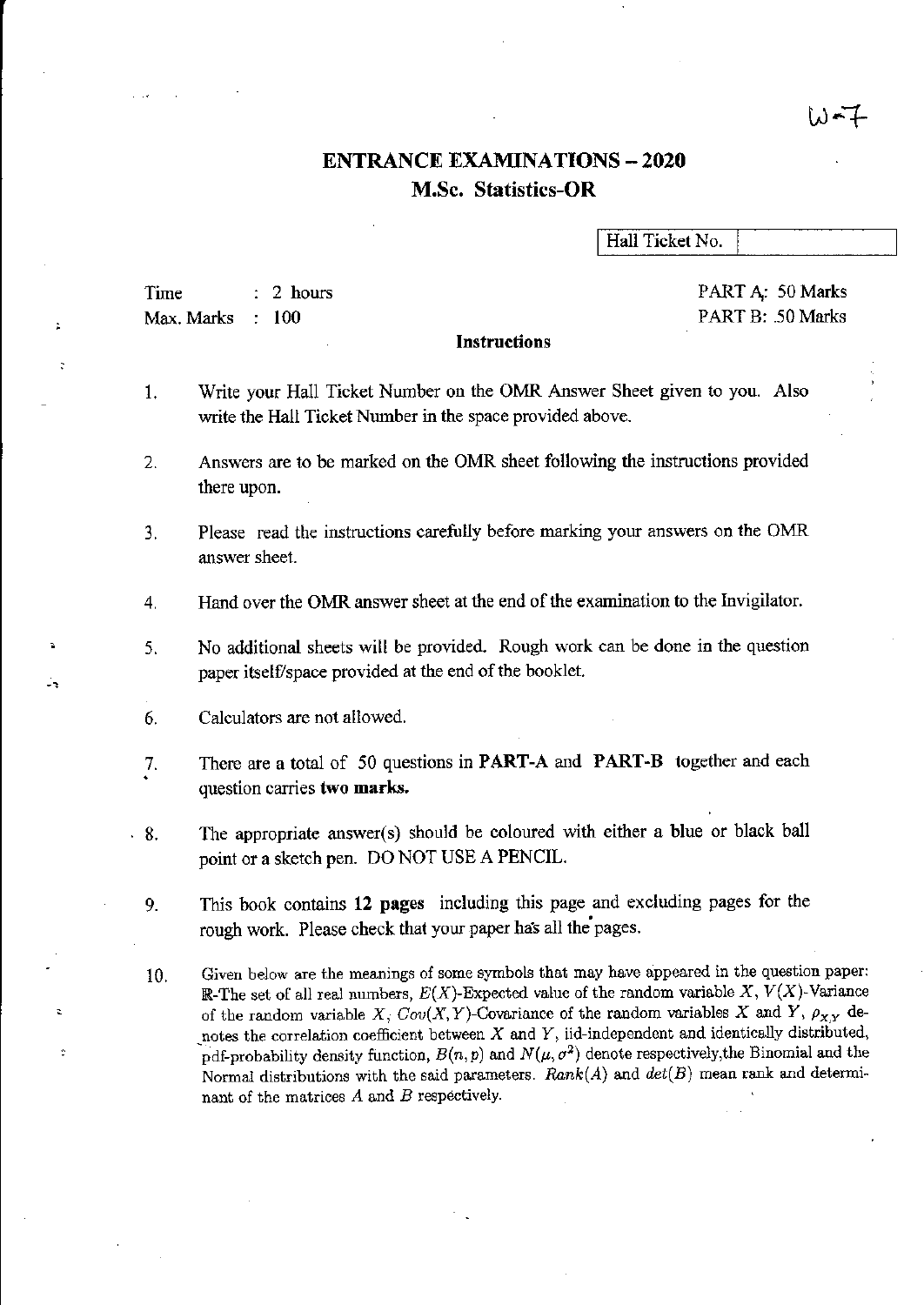W-7

# ENTRANCE EXAMINATIONS – 2020
## M.Sc. Statistics-OR

| Hall Ticket No. | |
|---|---|

Time : 2 hours
Max. Marks : 100

PART A: 50 Marks
PART B: 50 Marks

### Instructions

1. Write your Hall Ticket Number on the OMR Answer Sheet given to you. Also write the Hall Ticket Number in the space provided above.

2. Answers are to be marked on the OMR sheet following the instructions provided there upon.

3. Please read the instructions carefully before marking your answers on the OMR answer sheet.

4. Hand over the OMR answer sheet at the end of the examination to the Invigilator.

5. No additional sheets will be provided. Rough work can be done in the question paper itself/space provided at the end of the booklet.

6. Calculators are not allowed.

7. There are a total of 50 questions in **PART-A** and **PART-B** together and each question carries **two marks.**

8. The appropriate answer(s) should be coloured with either a blue or black ball point or a sketch pen. DO NOT USE A PENCIL.

9. This book contains **12 pages** including this page and excluding pages for the rough work. Please check that your paper has all the pages.

10. Given below are the meanings of some symbols that may have appeared in the question paper: $\mathbb{R}$-The set of all real numbers, $E(X)$-Expected value of the random variable $X$, $V(X)$-Variance of the random variable $X$, $Cov(X,Y)$-Covariance of the random variables $X$ and $Y$, $\rho_{X,Y}$ denotes the correlation coefficient between $X$ and $Y$, iid-independent and identically distributed, pdf-probability density function, $B(n,p)$ and $N(\mu,\sigma^2)$ denote respectively,the Binomial and the Normal distributions with the said parameters. $Rank(A)$ and $det(B)$ mean rank and determinant of the matrices $A$ and $B$ respectively.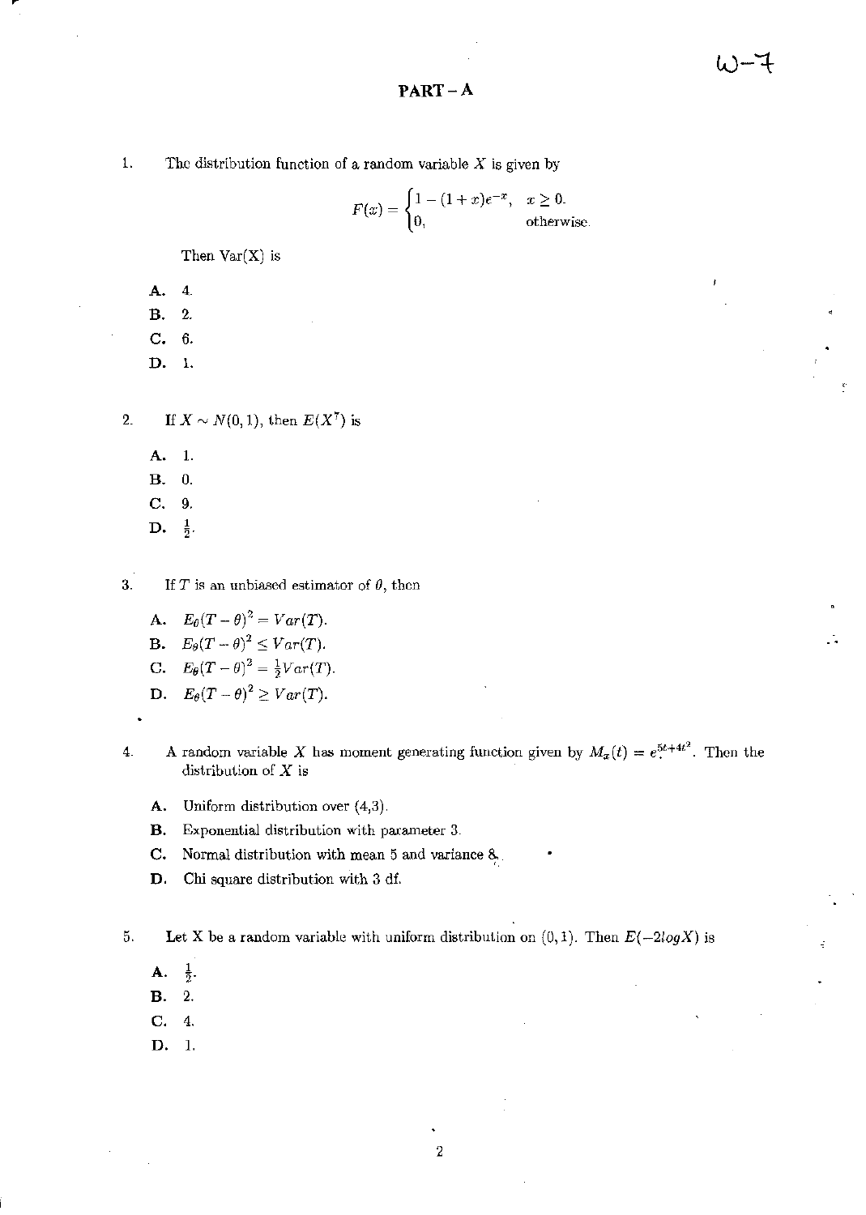## PART – A

1. The distribution function of a random variable $X$ is given by

$$F(x) = \begin{cases} 1 - (1+x)e^{-x}, & x \geq 0. \\ 0, & \text{otherwise.} \end{cases}$$

Then Var(X) is

- **A.** 4.
- **B.** 2.
- **C.** 6.
- **D.** 1.

2. If $X \sim N(0,1)$, then $E(X^7)$ is

- **A.** 1.
- **B.** 0.
- **C.** 9.
- **D.** $\frac{1}{2}$.

3. If $T$ is an unbiased estimator of $\theta$, then

- **A.** $E_\theta(T-\theta)^2 = Var(T)$.
- **B.** $E_\theta(T-\theta)^2 \leq Var(T)$.
- **C.** $E_\theta(T-\theta)^2 = \frac{1}{2}Var(T)$.
- **D.** $E_\theta(T-\theta)^2 \geq Var(T)$.

4. A random variable $X$ has moment generating function given by $M_x(t) = e^{5t+4t^2}$. Then the distribution of $X$ is

- **A.** Uniform distribution over (4,3).
- **B.** Exponential distribution with parameter 3.
- **C.** Normal distribution with mean 5 and variance 8.
- **D.** Chi square distribution with 3 df.

5. Let X be a random variable with uniform distribution on $(0,1)$. Then $E(-2logX)$ is

- **A.** $\frac{1}{2}$.
- **B.** 2.
- **C.** 4.
- **D.** 1.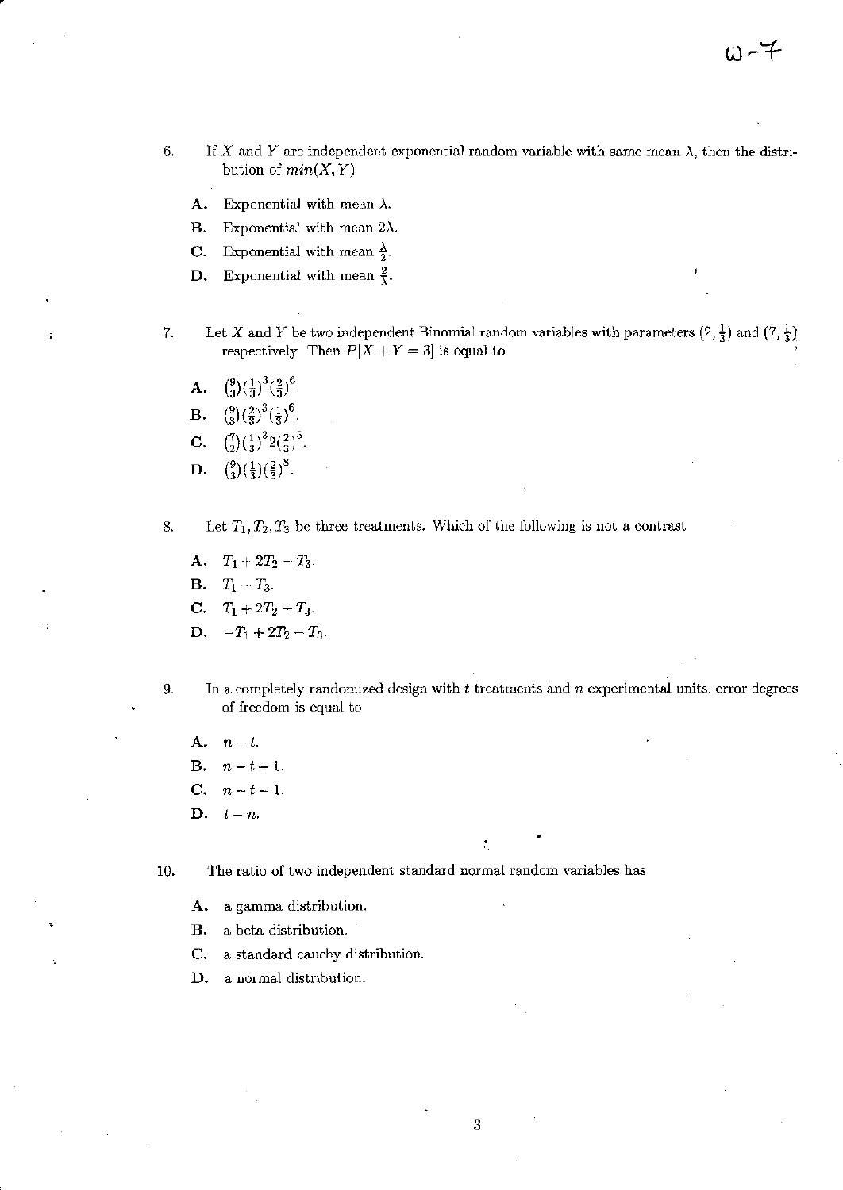6. If $X$ and $Y$ are independent exponential random variable with same mean $\lambda$, then the distribution of $min(X, Y)$

   **A.** Exponential with mean $\lambda$.

   **B.** Exponential with mean $2\lambda$.

   **C.** Exponential with mean $\frac{\lambda}{2}$.

   **D.** Exponential with mean $\frac{2}{\lambda}$.

7. Let $X$ and $Y$ be two independent Binomial random variables with parameters $(2, \frac{1}{3})$ and $(7, \frac{1}{3})$ respectively. Then $P[X + Y = 3]$ is equal to

   **A.** $\binom{9}{3}(\frac{1}{3})^3(\frac{2}{3})^6$.

   **B.** $\binom{9}{3}(\frac{2}{3})^3(\frac{1}{3})^6$.

   **C.** $\binom{7}{2}(\frac{1}{3})^3 2(\frac{2}{3})^5$.

   **D.** $\binom{9}{3}(\frac{1}{3})(\frac{2}{3})^8$.

8. Let $T_1, T_2, T_3$ be three treatments. Which of the following is not a contrast

   **A.** $T_1 + 2T_2 - T_3$.

   **B.** $T_1 - T_3$.

   **C.** $T_1 + 2T_2 + T_3$.

   **D.** $-T_1 + 2T_2 - T_3$.

9. In a completely randomized design with $t$ treatments and $n$ experimental units, error degrees of freedom is equal to

   **A.** $n - t$.

   **B.** $n - t + 1$.

   **C.** $n - t - 1$.

   **D.** $t - n$.

10. The ratio of two independent standard normal random variables has

    **A.** a gamma distribution.

    **B.** a beta distribution.

    **C.** a standard cauchy distribution.

    **D.** a normal distribution.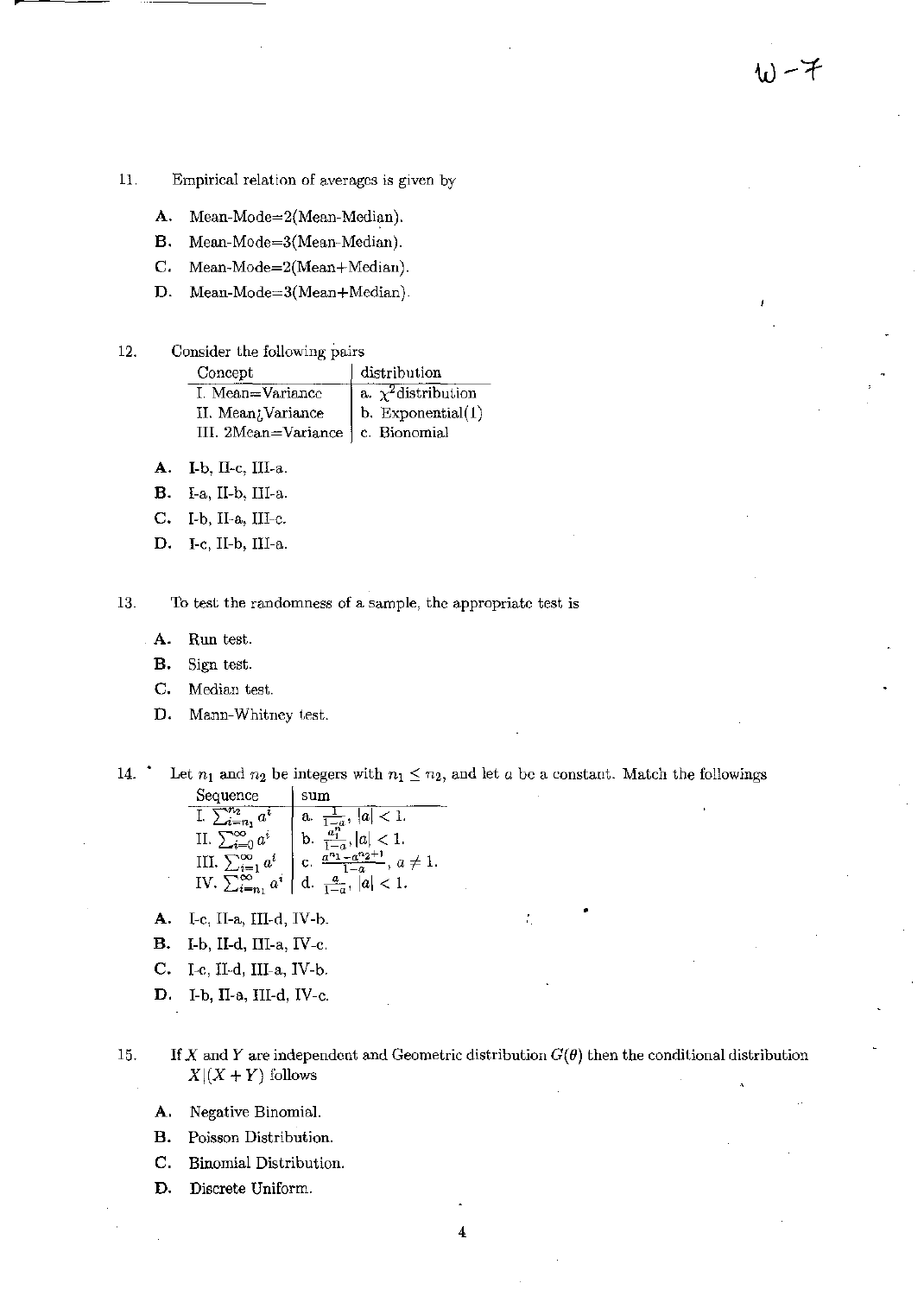W-7

11. Empirical relation of averages is given by

**A.** Mean-Mode=2(Mean-Median).

**B.** Mean-Mode=3(Mean-Median).

**C.** Mean-Mode=2(Mean+Median).

**D.** Mean-Mode=3(Mean+Median).

12. Consider the following pairs

| Concept | distribution |
|---|---|
| I. Mean=Variance | a. $\chi^2$distribution |
| II. Mean¡Variance | b. Exponential(1) |
| III. 2Mean=Variance | c. Bionomial |

**A.** I-b, II-c, III-a.

**B.** I-a, II-b, III-a.

**C.** I-b, II-a, III-c.

**D.** I-c, II-b, III-a.

13. To test the randomness of a sample, the appropriate test is

**A.** Run test.

**B.** Sign test.

**C.** Median test.

**D.** Mann-Whitney test.

14. Let $n_1$ and $n_2$ be integers with $n_1 \leq n_2$, and let $a$ be a constant. Match the followings

| Sequence | sum |
|---|---|
| I. $\sum_{i=n_1}^{n_2} a^i$ | a. $\frac{1}{1-a}$, $\lvert a \rvert < 1$. |
| II. $\sum_{i=0}^{\infty} a^i$ | b. $\frac{a_1^n}{1-a}$, $\lvert a \rvert < 1$. |
| III. $\sum_{i=1}^{\infty} a^i$ | c. $\frac{a^{n_1} - a^{n_2+1}}{1-a}$, $a \neq 1$. |
| IV. $\sum_{i=n_1}^{\infty} a^i$ | d. $\frac{a}{1-a}$, $\lvert a \rvert < 1$. |

**A.** I-c, II-a, III-d, IV-b.

**B.** I-b, II-d, III-a, IV-c.

**C.** I-c, II-d, III-a, IV-b.

**D.** I-b, II-a, III-d, IV-c.

15. If $X$ and $Y$ are independent and Geometric distribution $G(\theta)$ then the conditional distribution $X|(X+Y)$ follows

**A.** Negative Binomial.

**B.** Poisson Distribution.

**C.** Binomial Distribution.

**D.** Discrete Uniform.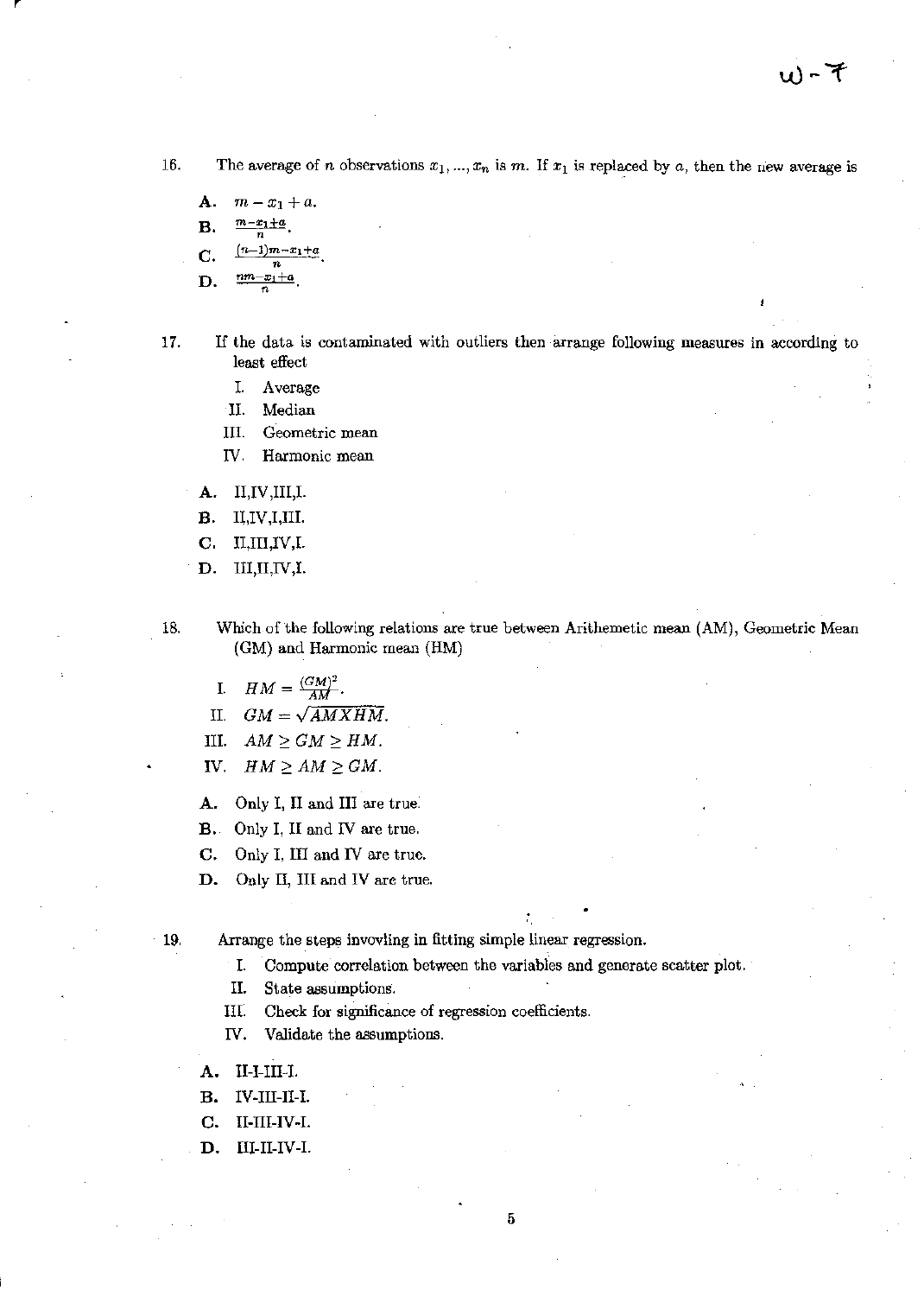16. The average of $n$ observations $x_1, ..., x_n$ is $m$. If $x_1$ is replaced by $a$, then the new average is

**A.** $m - x_1 + a$.

**B.** $\frac{m-x_1+a}{n}$.

**C.** $\frac{(n-1)m-x_1+a}{n}$.

**D.** $\frac{nm-x_1+a}{n}$.

17. If the data is contaminated with outliers then arrange following measures in according to least effect

I. Average

II. Median

III. Geometric mean

IV. Harmonic mean

**A.** II,IV,III,I.

**B.** II,IV,I,III.

**C.** II,III,IV,I.

**D.** III,II,IV,I.

18. Which of the following relations are true between Arithemetic mean (AM), Geometric Mean (GM) and Harmonic mean (HM)

I. $HM = \frac{(GM)^2}{AM}$.

II. $GM = \sqrt{AMXHM}$.

III. $AM \geq GM \geq HM$.

IV. $HM \geq AM \geq GM$.

**A.** Only I, II and III are true.

**B.** Only I, II and IV are true.

**C.** Only I, III and IV are true.

**D.** Only II, III and IV are true.

19. Arrange the steps invovling in fitting simple linear regression.

I. Compute correlation between the variables and generate scatter plot.

II. State assumptions.

III. Check for significance of regression coefficients.

IV. Validate the assumptions.

**A.** II-I-III-I.

**B.** IV-III-II-I.

**C.** II-III-IV-I.

**D.** III-II-IV-I.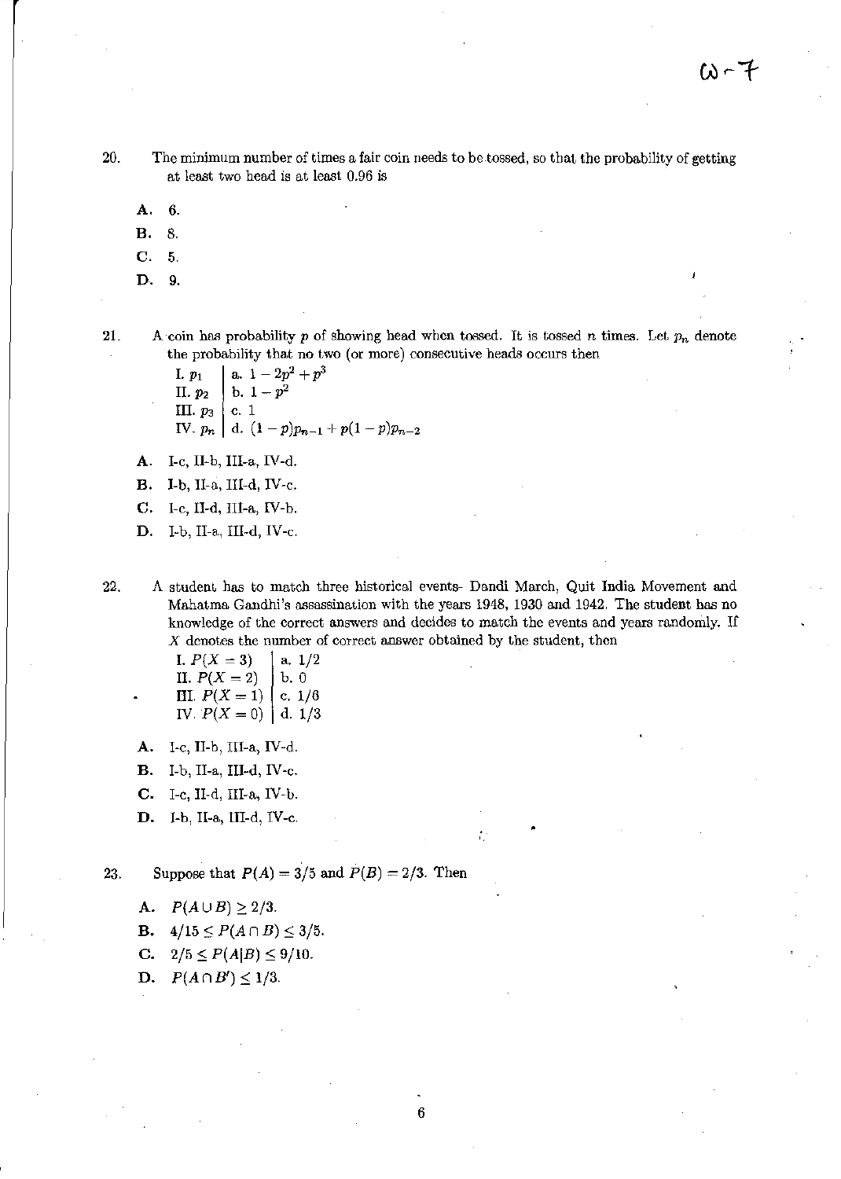20. The minimum number of times a fair coin needs to be tossed, so that the probability of getting at least two head is at least 0.96 is

   **A.** 6.

   **B.** 8.

   **C.** 5.

   **D.** 9.

21. A coin has probability $p$ of showing head when tossed. It is tossed $n$ times. Let $p_n$ denote the probability that no two (or more) consecutive heads occurs then

| | |
|---|---|
| I. $p_1$ | a. $1 - 2p^2 + p^3$ |
| II. $p_2$ | b. $1 - p^2$ |
| III. $p_3$ | c. 1 |
| IV. $p_n$ | d. $(1-p)p_{n-1} + p(1-p)p_{n-2}$ |

   **A.** I-c, II-b, III-a, IV-d.

   **B.** I-b, II-a, III-d, IV-c.

   **C.** I-c, II-d, III-a, IV-b.

   **D.** I-b, II-a, III-d, IV-c.

22. A student has to match three historical events- Dandi March, Quit India Movement and Mahatma Gandhi's assassination with the years 1948, 1930 and 1942. The student has no knowledge of the correct answers and decides to match the events and years randomly. If $X$ denotes the number of correct answer obtained by the student, then

| | |
|---|---|
| I. $P(X = 3)$ | a. 1/2 |
| II. $P(X = 2)$ | b. 0 |
| III. $P(X = 1)$ | c. 1/6 |
| IV. $P(X = 0)$ | d. 1/3 |

   **A.** I-c, II-b, III-a, IV-d.

   **B.** I-b, II-a, III-d, IV-c.

   **C.** I-c, II-d, III-a, IV-b.

   **D.** I-b, II-a, III-d, IV-c.

23. Suppose that $P(A) = 3/5$ and $P(B) = 2/3$. Then

   **A.** $P(A \cup B) \geq 2/3$.

   **B.** $4/15 \leq P(A \cap B) \leq 3/5$.

   **C.** $2/5 \leq P(A|B) \leq 9/10$.

   **D.** $P(A \cap B') \leq 1/3$.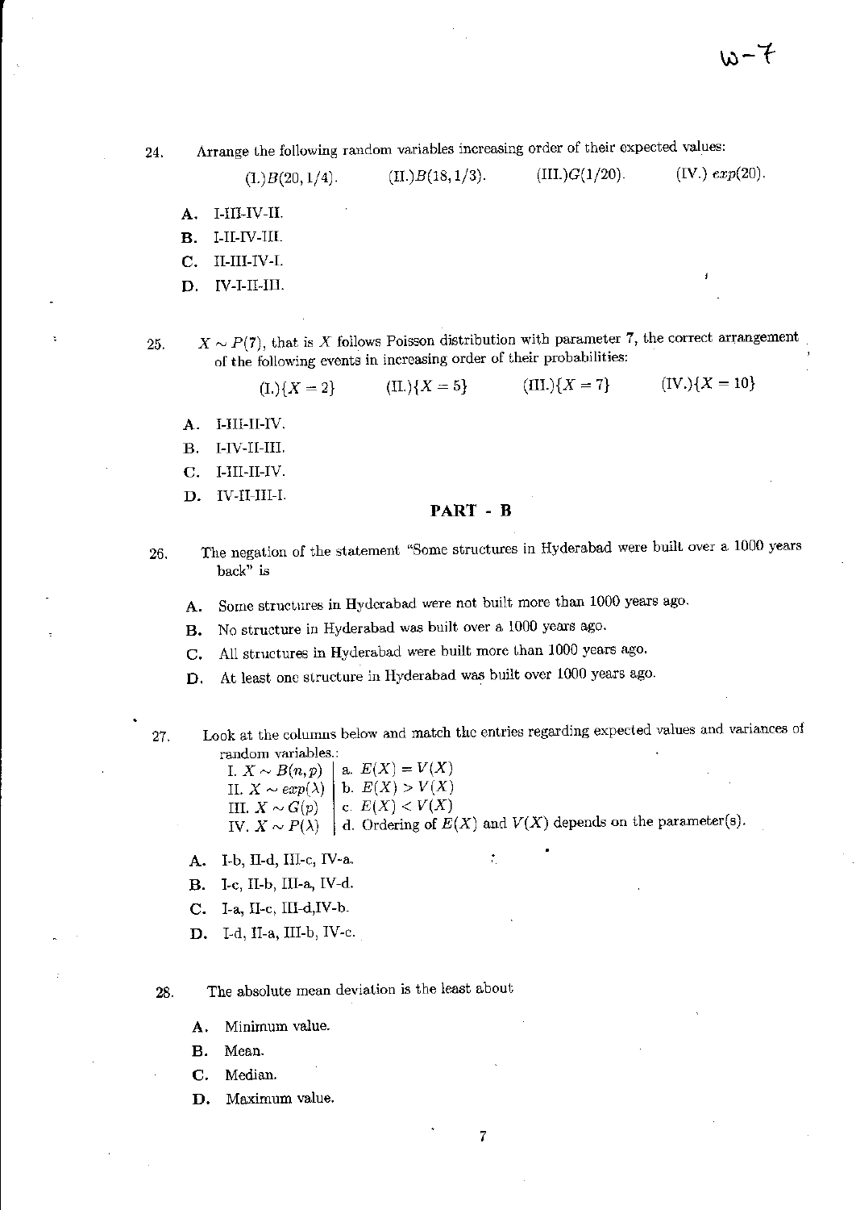24. Arrange the following random variables increasing order of their expected values:

 (I.) $B(20, 1/4)$. (II.) $B(18, 1/3)$. (III.) $G(1/20)$. (IV.) $exp(20)$.

 **A.** I-III-IV-II.
 **B.** I-II-IV-III.
 **C.** II-III-IV-I.
 **D.** IV-I-II-III.

25. $X \sim P(7)$, that is $X$ follows Poisson distribution with parameter 7, the correct arrangement of the following events in increasing order of their probabilities:

 (I.) $\{X = 2\}$ (II.) $\{X = 5\}$ (III.) $\{X = 7\}$ (IV.) $\{X = 10\}$

 **A.** I-III-II-IV.
 **B.** I-IV-II-III.
 **C.** I-III-II-IV.
 **D.** IV-II-III-I.

## PART - B

26. The negation of the statement "Some structures in Hyderabad were built over a 1000 years back" is

 **A.** Some structures in Hyderabad were not built more than 1000 years ago.
 **B.** No structure in Hyderabad was built over a 1000 years ago.
 **C.** All structures in Hyderabad were built more than 1000 years ago.
 **D.** At least one structure in Hyderabad was built over 1000 years ago.

27. Look at the columns below and match the entries regarding expected values and variances of random variables.:

 | | |
 |---|---|
 | I. $X \sim B(n, p)$ | a. $E(X) = V(X)$ |
 | II. $X \sim exp(\lambda)$ | b. $E(X) > V(X)$ |
 | III. $X \sim G(p)$ | c. $E(X) < V(X)$ |
 | IV. $X \sim P(\lambda)$ | d. Ordering of $E(X)$ and $V(X)$ depends on the parameter(s). |

 **A.** I-b, II-d, III-c, IV-a.
 **B.** I-c, II-b, III-a, IV-d.
 **C.** I-a, II-c, III-d, IV-b.
 **D.** I-d, II-a, III-b, IV-c.

28. The absolute mean deviation is the least about

 **A.** Minimum value.
 **B.** Mean.
 **C.** Median.
 **D.** Maximum value.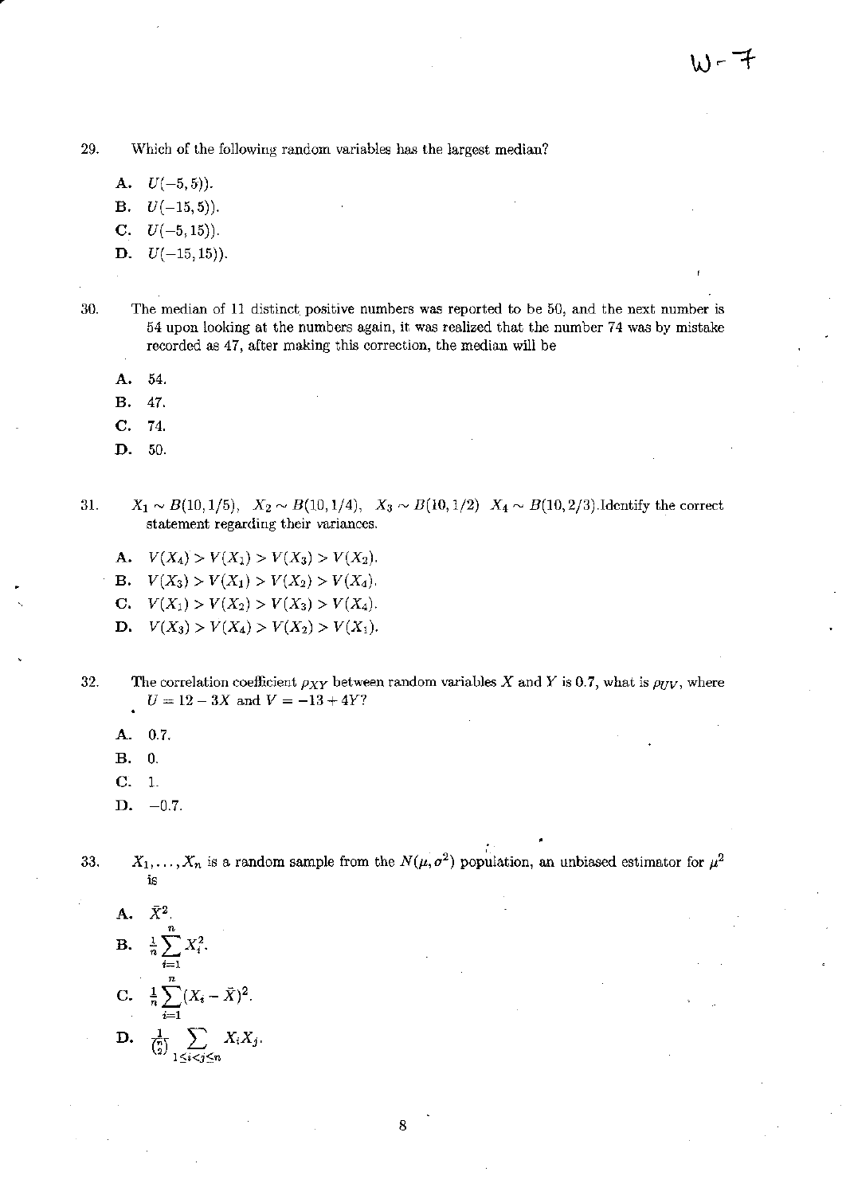29. Which of the following random variables has the largest median?

   **A.** $U(-5, 5))$.
   **B.** $U(-15, 5))$.
   **C.** $U(-5, 15))$.
   **D.** $U(-15, 15))$.

30. The median of 11 distinct positive numbers was reported to be 50, and the next number is 54 upon looking at the numbers again, it was realized that the number 74 was by mistake recorded as 47, after making this correction, the median will be

   **A.** 54.
   **B.** 47.
   **C.** 74.
   **D.** 50.

31. $X_1 \sim B(10, 1/5)$, $X_2 \sim B(10, 1/4)$, $X_3 \sim B(10, 1/2)$ $X_4 \sim B(10, 2/3)$.Identify the correct statement regarding their variances.

   **A.** $V(X_4) > V(X_1) > V(X_3) > V(X_2)$.
   **B.** $V(X_3) > V(X_1) > V(X_2) > V(X_4)$.
   **C.** $V(X_1) > V(X_2) > V(X_3) > V(X_4)$.
   **D.** $V(X_3) > V(X_4) > V(X_2) > V(X_1)$.

32. The correlation coefficient $\rho_{XY}$ between random variables $X$ and $Y$ is 0.7, what is $\rho_{UV}$, where $U = 12 - 3X$ and $V = -13 + 4Y$?

   **A.** 0.7.
   **B.** 0.
   **C.** 1.
   **D.** −0.7.

33. $X_1, \ldots, X_n$ is a random sample from the $N(\mu, \sigma^2)$ population, an unbiased estimator for $\mu^2$ is

   **A.** $\bar{X}^2$.
   **B.** $\frac{1}{n}\sum_{i=1}^{n} X_i^2$.
   **C.** $\frac{1}{n}\sum_{i=1}^{n}(X_i - \bar{X})^2$.
   **D.** $\frac{1}{\binom{n}{2}} \sum_{1 \leq i < j \leq n} X_i X_j$.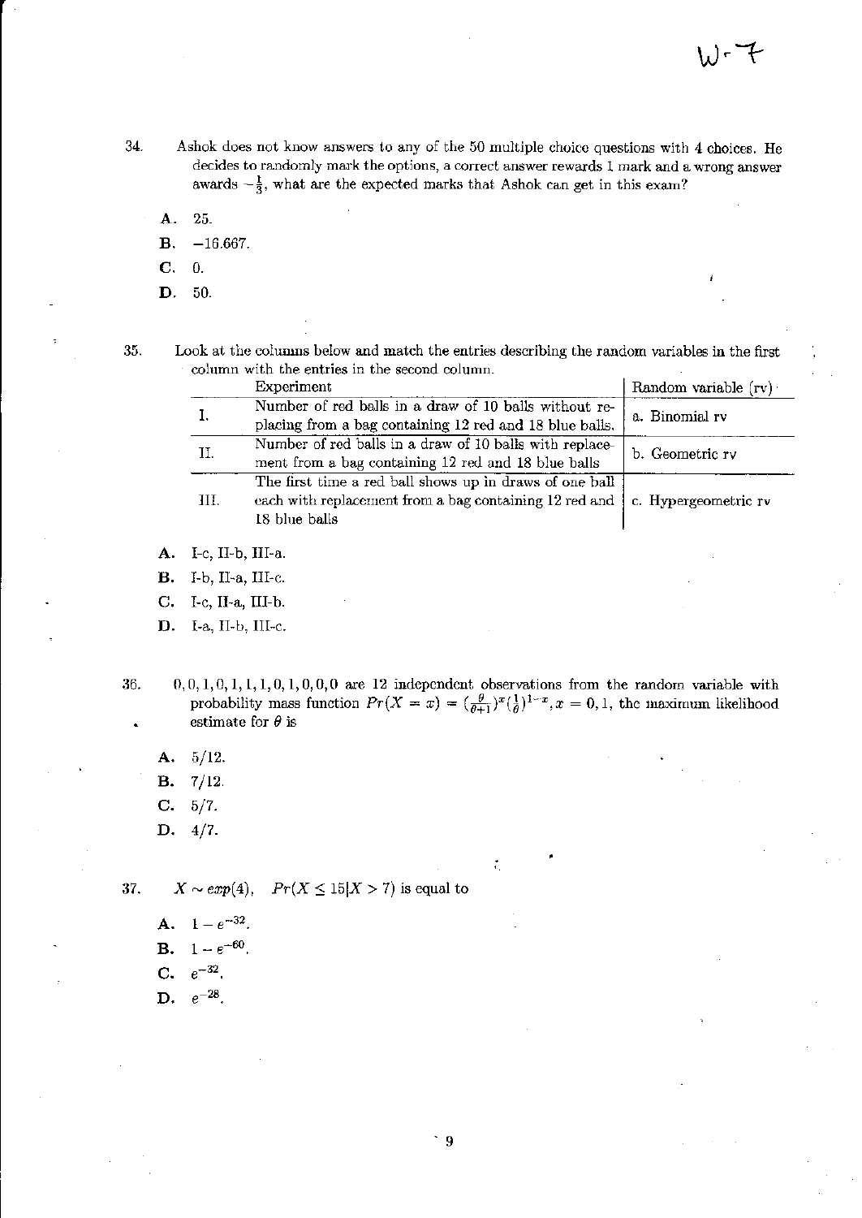34. Ashok does not know answers to any of the 50 multiple choice questions with 4 choices. He decides to randomly mark the options, a correct answer rewards 1 mark and a wrong answer awards $-\frac{1}{3}$, what are the expected marks that Ashok can get in this exam?

A. 25.

B. −16.667.

C. 0.

D. 50.

35. Look at the columns below and match the entries describing the random variables in the first column with the entries in the second column.

| | Experiment | Random variable (rv) |
|---|---|---|
| I. | Number of red balls in a draw of 10 balls without replacing from a bag containing 12 red and 18 blue balls. | a. Binomial rv |
| II. | Number of red balls in a draw of 10 balls with replacement from a bag containing 12 red and 18 blue balls | b. Geometric rv |
| III. | The first time a red ball shows up in draws of one ball each with replacement from a bag containing 12 red and 18 blue balls | c. Hypergeometric rv |

A. I-c, II-b, III-a.

B. I-b, II-a, III-c.

C. I-c, II-a, III-b.

D. I-a, II-b, III-c.

36. 0, 0, 1, 0, 1, 1, 1, 0, 1, 0, 0, 0 are 12 independent observations from the random variable with probability mass function $Pr(X = x) = (\frac{\theta}{\theta+1})^x(\frac{1}{\theta})^{1-x}, x = 0, 1$, the maximum likelihood estimate for $\theta$ is

A. 5/12.

B. 7/12.

C. 5/7.

D. 4/7.

37. $X \sim exp(4)$, $\quad Pr(X \leq 15|X > 7)$ is equal to

A. $1 - e^{-32}$.

B. $1 - e^{-60}$.

C. $e^{-32}$.

D. $e^{-28}$.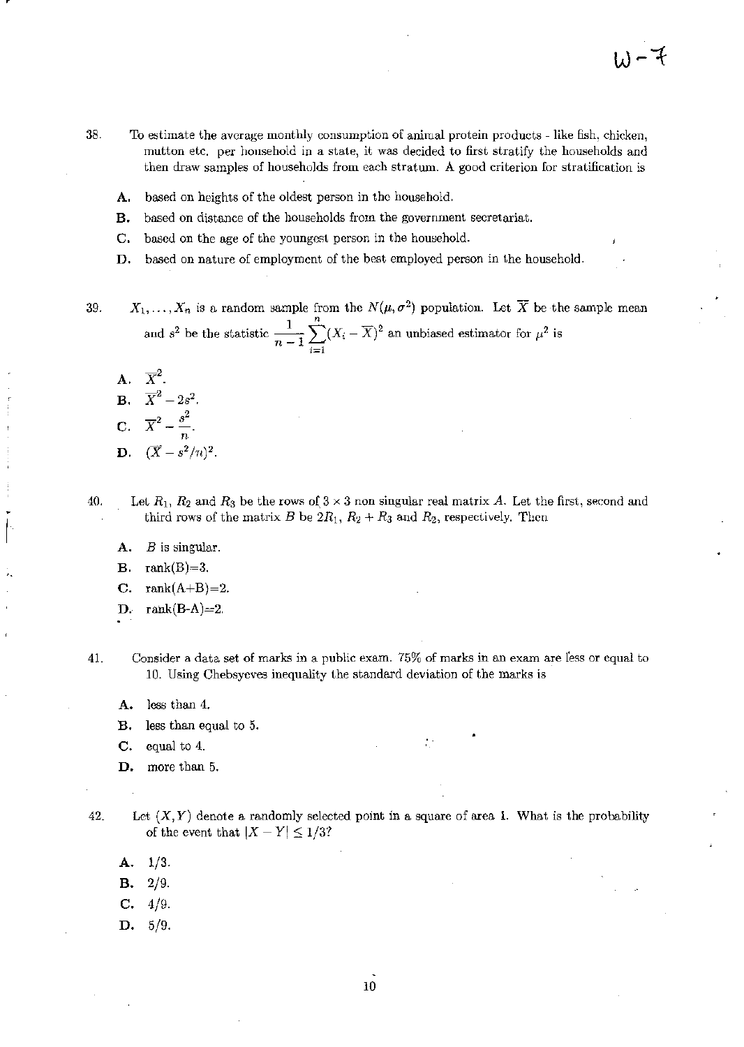38. To estimate the average monthly consumption of animal protein products - like fish, chicken, mutton etc. per household in a state, it was decided to first stratify the households and then draw samples of households from each stratum. A good criterion for stratification is

   **A.** based on heights of the oldest person in the household.
   **B.** based on distance of the households from the government secretariat.
   **C.** based on the age of the youngest person in the household.
   **D.** based on nature of employment of the best employed person in the household.

39. $X_1, \ldots, X_n$ is a random sample from the $N(\mu, \sigma^2)$ population. Let $\overline{X}$ be the sample mean and $s^2$ be the statistic $\frac{1}{n-1}\sum_{i=1}^{n}(X_i - \overline{X})^2$ an unbiased estimator for $\mu^2$ is

   **A.** $\overline{X}^2$.
   **B.** $\overline{X}^2 - 2s^2$.
   **C.** $\overline{X}^2 - \frac{s^2}{n}$.
   **D.** $(\overline{X} - s^2/n)^2$.

40. Let $R_1$, $R_2$ and $R_3$ be the rows of $3 \times 3$ non singular real matrix $A$. Let the first, second and third rows of the matrix $B$ be $2R_1$, $R_2 + R_3$ and $R_2$, respectively. Then

   **A.** $B$ is singular.
   **B.** rank(B)=3.
   **C.** rank(A+B)=2.
   **D.** rank(B-A)=2.

41. Consider a data set of marks in a public exam. 75% of marks in an exam are less or equal to 10. Using Chebsyeves inequality the standard deviation of the marks is

   **A.** less than 4.
   **B.** less than equal to 5.
   **C.** equal to 4.
   **D.** more than 5.

42. Let $(X, Y)$ denote a randomly selected point in a square of area 1. What is the probability of the event that $|X - Y| \leq 1/3$?

   **A.** 1/3.
   **B.** 2/9.
   **C.** 4/9.
   **D.** 5/9.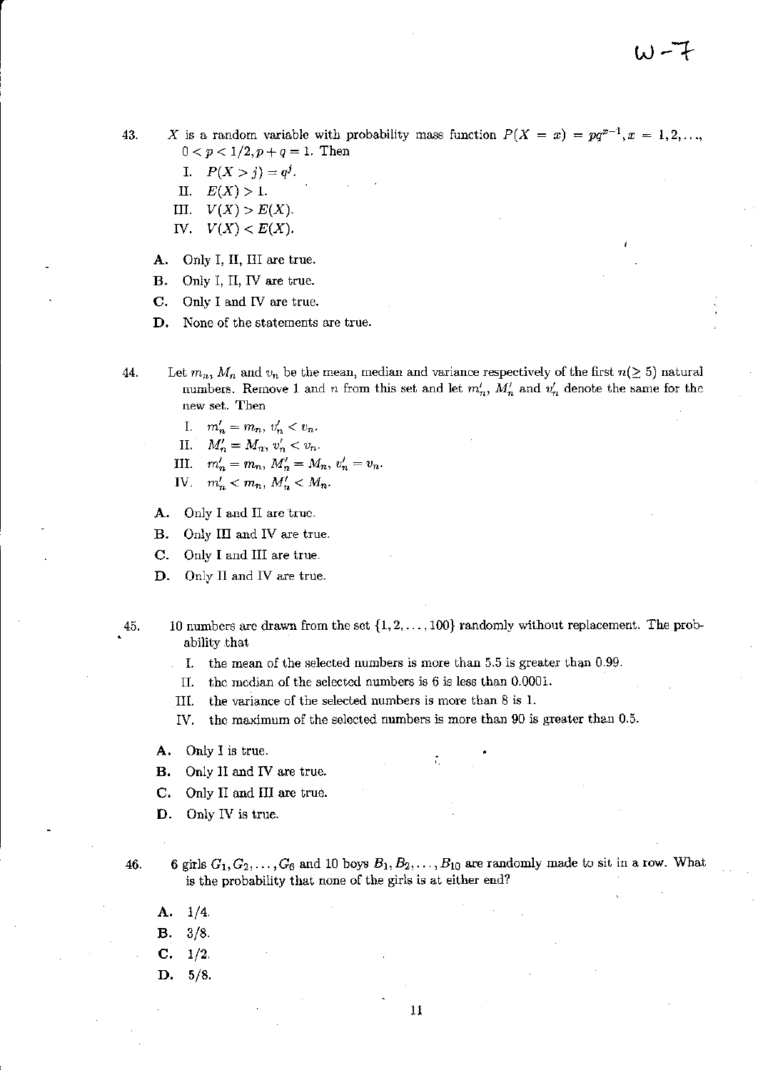43. $X$ is a random variable with probability mass function $P(X = x) = pq^{x-1}, x = 1, 2, \ldots,$ $0 < p < 1/2, p + q = 1$. Then

   I. $P(X > j) = q^j$.

   II. $E(X) > 1$.

   III. $V(X) > E(X)$.

   IV. $V(X) < E(X)$.

   **A.** Only I, II, III are true.

   **B.** Only I, II, IV are true.

   **C.** Only I and IV are true.

   **D.** None of the statements are true.

44. Let $m_n$, $M_n$ and $v_n$ be the mean, median and variance respectively of the first $n(\geq 5)$ natural numbers. Remove 1 and $n$ from this set and let $m_n'$, $M_n'$ and $v_n'$ denote the same for the new set. Then

   I. $m_n' = m_n$, $v_n' < v_n$.

   II. $M_n' = M_n$, $v_n' < v_n$.

   III. $m_n' = m_n$, $M_n' = M_n$, $v_n' = v_n$.

   IV. $m_n' < m_n$, $M_n' < M_n$.

   **A.** Only I and II are true.

   **B.** Only III and IV are true.

   **C.** Only I and III are true.

   **D.** Only II and IV are true.

45. 10 numbers are drawn from the set $\{1, 2, \ldots, 100\}$ randomly without replacement. The probability that

   I. the mean of the selected numbers is more than 5.5 is greater than 0.99.

   II. the median of the selected numbers is 6 is less than 0.0001.

   III. the variance of the selected numbers is more than 8 is 1.

   IV. the maximum of the selected numbers is more than 90 is greater than 0.5.

   **A.** Only I is true.

   **B.** Only II and IV are true.

   **C.** Only II and III are true.

   **D.** Only IV is true.

46. 6 girls $G_1, G_2, \ldots, G_6$ and 10 boys $B_1, B_2, \ldots, B_{10}$ are randomly made to sit in a row. What is the probability that none of the girls is at either end?

   **A.** 1/4.

   **B.** 3/8.

   **C.** 1/2.

   **D.** 5/8.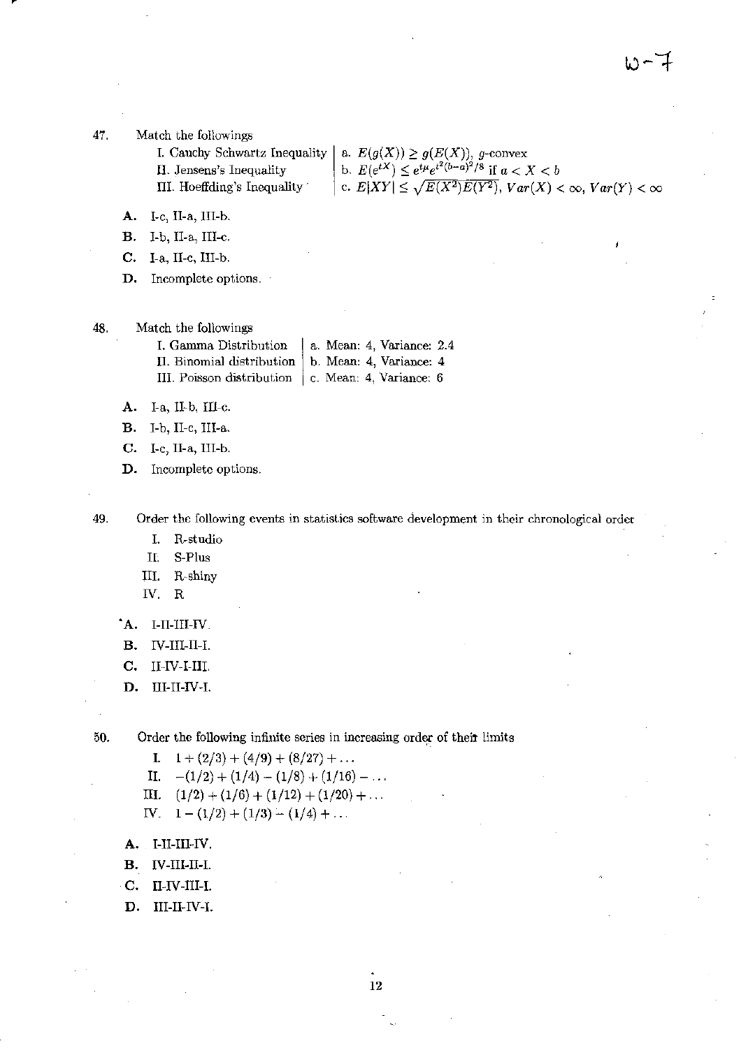W-7

47. Match the followings

| | |
|---|---|
| I. Cauchy Schwartz Inequality | a. $E(g(X)) \geq g(E(X))$, $g$-convex |
| II. Jensens's Inequality | b. $E(e^{tX}) \leq e^{t\mu}e^{t^2(b-a)^2/8}$ if $a < X < b$ |
| III. Hoeffding's Inequality | c. $E\|XY\| \leq \sqrt{E(X^2)E(Y^2)}$, $Var(X) < \infty$, $Var(Y) < \infty$ |

A. I-c, II-a, III-b.

B. I-b, II-a, III-c.

C. I-a, II-c, III-b.

D. Incomplete options.

48. Match the followings

| | |
|---|---|
| I. Gamma Distribution | a. Mean: 4, Variance: 2.4 |
| II. Binomial distribution | b. Mean: 4, Variance: 4 |
| III. Poisson distribution | c. Mean: 4, Variance: 6 |

A. I-a, II-b, III-c.

B. I-b, II-c, III-a.

C. I-c, II-a, III-b.

D. Incomplete options.

49. Order the following events in statistics software development in their chronological order

I. R-studio

II. S-Plus

III. R-shiny

IV. R

A. I-II-III-IV.

B. IV-III-II-I.

C. II-IV-I-III.

D. III-II-IV-I.

50. Order the following infinite series in increasing order of their limits

I. $1 + (2/3) + (4/9) + (8/27) + \ldots$

II. $-(1/2) + (1/4) - (1/8) + (1/16) - \ldots$

III. $(1/2) + (1/6) + (1/12) + (1/20) + \ldots$

IV. $1 - (1/2) + (1/3) - (1/4) + \ldots$

A. I-II-III-IV.

B. IV-III-II-I.

C. II-IV-III-I.

D. III-II-IV-I.